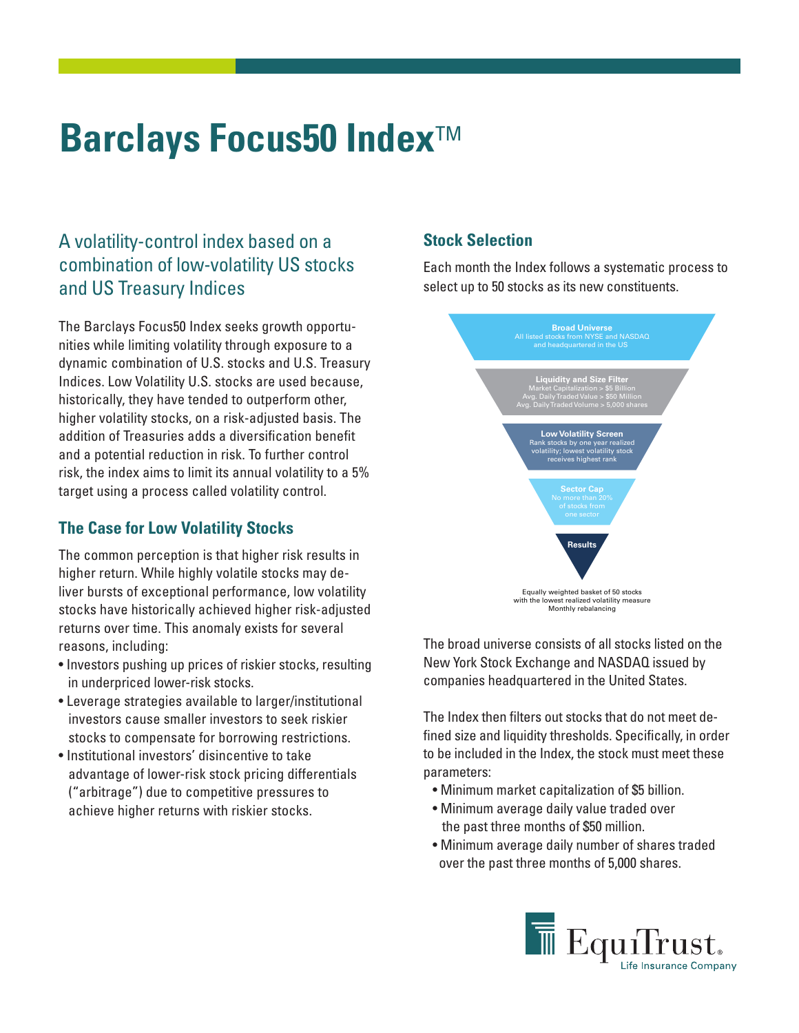# Barclays Focus50 Index™

## A volatility-control index based on a combination of low-volatility US stocks and US Treasury Indices

The Barclays Focus50 Index seeks growth opportunities while limiting volatility through exposure to a dynamic combination of U.S. stocks and U.S. Treasury Indices. Low Volatility U.S. stocks are used because, historically, they have tended to outperform other, higher volatility stocks, on a risk-adjusted basis. The addition of Treasuries adds a diversification benefit and a potential reduction in risk. To further control risk, the index aims to limit its annual volatility to a 5% target using a process called volatility control.

### The Case for Low Volatility Stocks

The common perception is that higher risk results in higher return. While highly volatile stocks may deliver bursts of exceptional performance, low volatility stocks have historically achieved higher risk-adjusted returns over time. This anomaly exists for several reasons, including:

- Investors pushing up prices of riskier stocks, resulting in underpriced lower-risk stocks.
- Leverage strategies available to larger/institutional investors cause smaller investors to seek riskier stocks to compensate for borrowing restrictions.
- Institutional investors' disincentive to take advantage of lower-risk stock pricing differentials ("arbitrage") due to competitive pressures to achieve higher returns with riskier stocks.

### Stock Selection

Each month the Index follows a systematic process to select up to 50 stocks as its new constituents.

**Broad Universe**
All listed stocks from NYSE and NASDAQ and headquartered in the US

**Liquidity and Size Filter**
Market Capitalization > $5 Billion
Avg. Daily Traded Value > $50 Million
Avg. Daily Traded Volume > 5,000 shares

**Low Volatility Screen**
Rank stocks by one year realized volatility; lowest volatility stock receives highest rank

**Sector Cap**
No more than 20% of stocks from one sector

**Results**

Equally weighted basket of 50 stocks with the lowest realized volatility measure
Monthly rebalancing

The broad universe consists of all stocks listed on the New York Stock Exchange and NASDAQ issued by companies headquartered in the United States.

The Index then filters out stocks that do not meet defined size and liquidity thresholds. Specifically, in order to be included in the Index, the stock must meet these parameters:

- Minimum market capitalization of $5 billion.
- Minimum average daily value traded over the past three months of $50 million.
- Minimum average daily number of shares traded over the past three months of 5,000 shares.

EquiTrust Life Insurance Company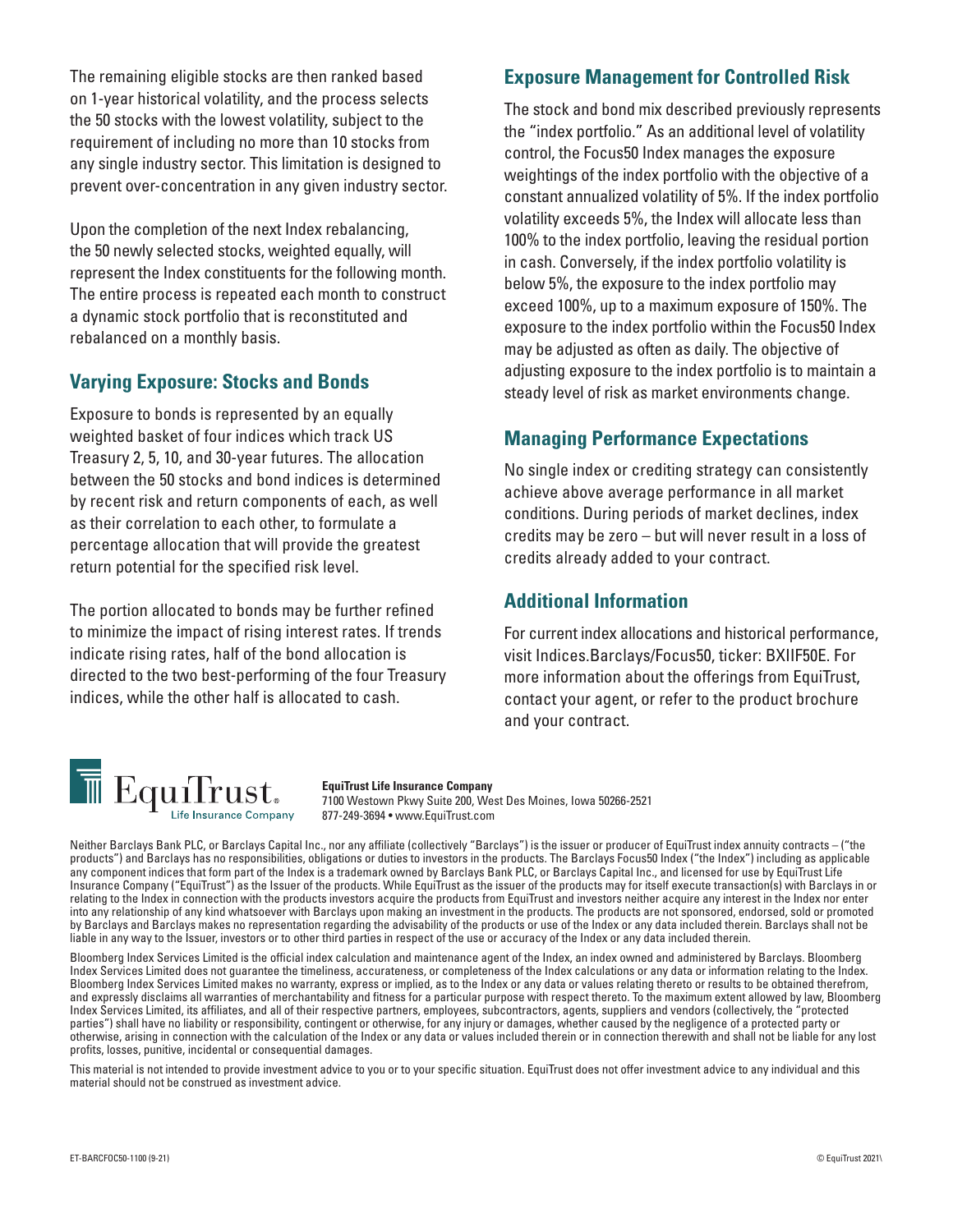The remaining eligible stocks are then ranked based on 1-year historical volatility, and the process selects the 50 stocks with the lowest volatility, subject to the requirement of including no more than 10 stocks from any single industry sector. This limitation is designed to prevent over-concentration in any given industry sector.

Upon the completion of the next Index rebalancing, the 50 newly selected stocks, weighted equally, will represent the Index constituents for the following month. The entire process is repeated each month to construct a dynamic stock portfolio that is reconstituted and rebalanced on a monthly basis.

## Varying Exposure: Stocks and Bonds

Exposure to bonds is represented by an equally weighted basket of four indices which track US Treasury 2, 5, 10, and 30-year futures. The allocation between the 50 stocks and bond indices is determined by recent risk and return components of each, as well as their correlation to each other, to formulate a percentage allocation that will provide the greatest return potential for the specified risk level.

The portion allocated to bonds may be further refined to minimize the impact of rising interest rates. If trends indicate rising rates, half of the bond allocation is directed to the two best-performing of the four Treasury indices, while the other half is allocated to cash.

## Exposure Management for Controlled Risk

The stock and bond mix described previously represents the "index portfolio." As an additional level of volatility control, the Focus50 Index manages the exposure weightings of the index portfolio with the objective of a constant annualized volatility of 5%. If the index portfolio volatility exceeds 5%, the Index will allocate less than 100% to the index portfolio, leaving the residual portion in cash. Conversely, if the index portfolio volatility is below 5%, the exposure to the index portfolio may exceed 100%, up to a maximum exposure of 150%. The exposure to the index portfolio within the Focus50 Index may be adjusted as often as daily. The objective of adjusting exposure to the index portfolio is to maintain a steady level of risk as market environments change.

## Managing Performance Expectations

No single index or crediting strategy can consistently achieve above average performance in all market conditions. During periods of market declines, index credits may be zero – but will never result in a loss of credits already added to your contract.

## Additional Information

For current index allocations and historical performance, visit Indices.Barclays/Focus50, ticker: BXIIF50E. For more information about the offerings from EquiTrust, contact your agent, or refer to the product brochure and your contract.

EquiTrust Life Insurance Company

**EquiTrust Life Insurance Company**
7100 Westown Pkwy Suite 200, West Des Moines, Iowa 50266-2521
877-249-3694 • www.EquiTrust.com

Neither Barclays Bank PLC, or Barclays Capital Inc., nor any affiliate (collectively "Barclays") is the issuer or producer of EquiTrust index annuity contracts – ("the products") and Barclays has no responsibilities, obligations or duties to investors in the products. The Barclays Focus50 Index ("the Index") including as applicable any component indices that form part of the Index is a trademark owned by Barclays Bank PLC, or Barclays Capital Inc., and licensed for use by EquiTrust Life Insurance Company ("EquiTrust") as the Issuer of the products. While EquiTrust as the issuer of the products may for itself execute transaction(s) with Barclays in or relating to the Index in connection with the products investors acquire the products from EquiTrust and investors neither acquire any interest in the Index nor enter into any relationship of any kind whatsoever with Barclays upon making an investment in the products. The products are not sponsored, endorsed, sold or promoted by Barclays and Barclays makes no representation regarding the advisability of the products or use of the Index or any data included therein. Barclays shall not be liable in any way to the Issuer, investors or to other third parties in respect of the use or accuracy of the Index or any data included therein.

Bloomberg Index Services Limited is the official index calculation and maintenance agent of the Index, an index owned and administered by Barclays. Bloomberg Index Services Limited does not guarantee the timeliness, accurateness, or completeness of the Index calculations or any data or information relating to the Index. Bloomberg Index Services Limited makes no warranty, express or implied, as to the Index or any data or values relating thereto or results to be obtained therefrom, and expressly disclaims all warranties of merchantability and fitness for a particular purpose with respect thereto. To the maximum extent allowed by law, Bloomberg Index Services Limited, its affiliates, and all of their respective partners, employees, subcontractors, agents, suppliers and vendors (collectively, the "protected parties") shall have no liability or responsibility, contingent or otherwise, for any injury or damages, whether caused by the negligence of a protected party or otherwise, arising in connection with the calculation of the Index or any data or values included therein or in connection therewith and shall not be liable for any lost profits, losses, punitive, incidental or consequential damages.

This material is not intended to provide investment advice to you or to your specific situation. EquiTrust does not offer investment advice to any individual and this material should not be construed as investment advice.

ET-BARCFOC50-1100 (9-21)

© EquiTrust 2021\